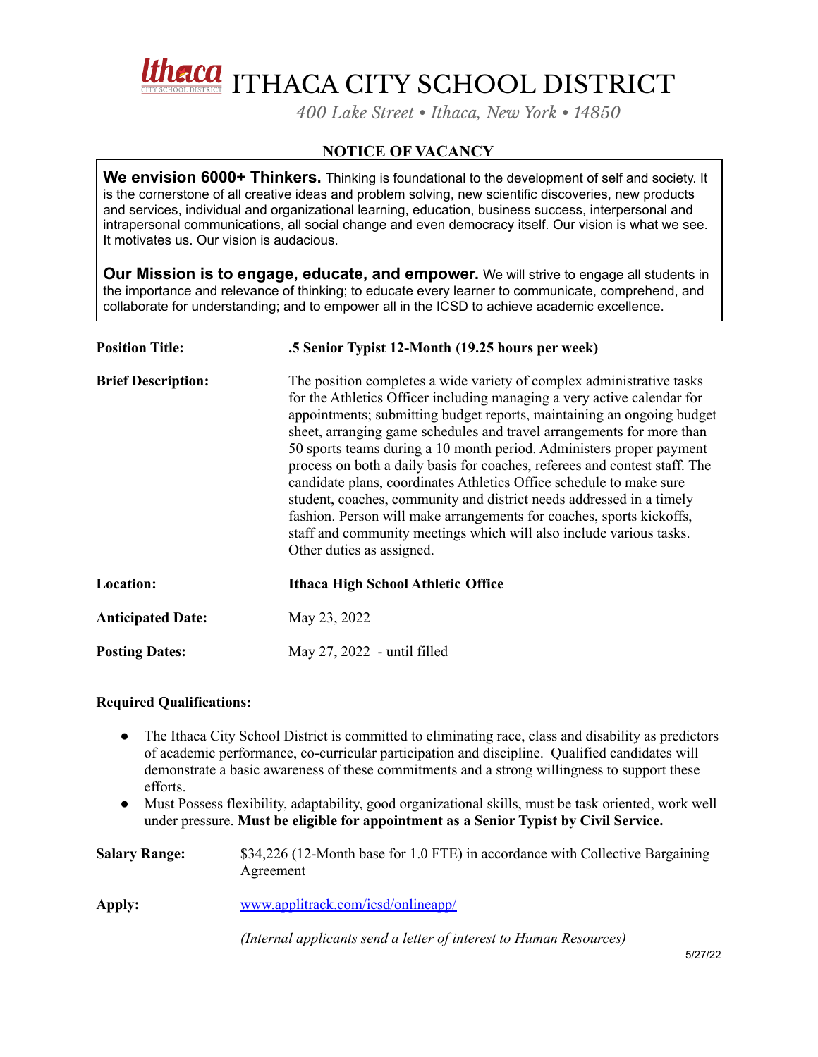# ITHACA CITY SCHOOL DISTRICT

*400 Lake Street • Ithaca, New York • 14850*

## NOTICE OF VACANCY

**We envision 6000+ Thinkers.** Thinking is foundational to the development of self and society. It is the cornerstone of all creative ideas and problem solving, new scientific discoveries, new products and services, individual and organizational learning, education, business success, interpersonal and intrapersonal communications, all social change and even democracy itself. Our vision is what we see. It motivates us. Our vision is audacious.

**Our Mission is to engage, educate, and empower.** We will strive to engage all students in the importance and relevance of thinking; to educate every learner to communicate, comprehend, and collaborate for understanding; and to empower all in the ICSD to achieve academic excellence.

**Position Title:** **.5 Senior Typist 12-Month (19.25 hours per week)**

**Brief Description:** The position completes a wide variety of complex administrative tasks for the Athletics Officer including managing a very active calendar for appointments; submitting budget reports, maintaining an ongoing budget sheet, arranging game schedules and travel arrangements for more than 50 sports teams during a 10 month period. Administers proper payment process on both a daily basis for coaches, referees and contest staff. The candidate plans, coordinates Athletics Office schedule to make sure student, coaches, community and district needs addressed in a timely fashion. Person will make arrangements for coaches, sports kickoffs, staff and community meetings which will also include various tasks. Other duties as assigned.

**Location:** **Ithaca High School Athletic Office**

**Anticipated Date:** May 23, 2022

**Posting Dates:** May 27, 2022 - until filled

**Required Qualifications:**

- The Ithaca City School District is committed to eliminating race, class and disability as predictors of academic performance, co-curricular participation and discipline. Qualified candidates will demonstrate a basic awareness of these commitments and a strong willingness to support these efforts.
- Must Possess flexibility, adaptability, good organizational skills, must be task oriented, work well under pressure. **Must be eligible for appointment as a Senior Typist by Civil Service.**

**Salary Range:** $34,226 (12-Month base for 1.0 FTE) in accordance with Collective Bargaining Agreement

**Apply:** [www.applitrack.com/icsd/onlineapp/](www.applitrack.com/icsd/onlineapp/)

*(Internal applicants send a letter of interest to Human Resources)*

5/27/22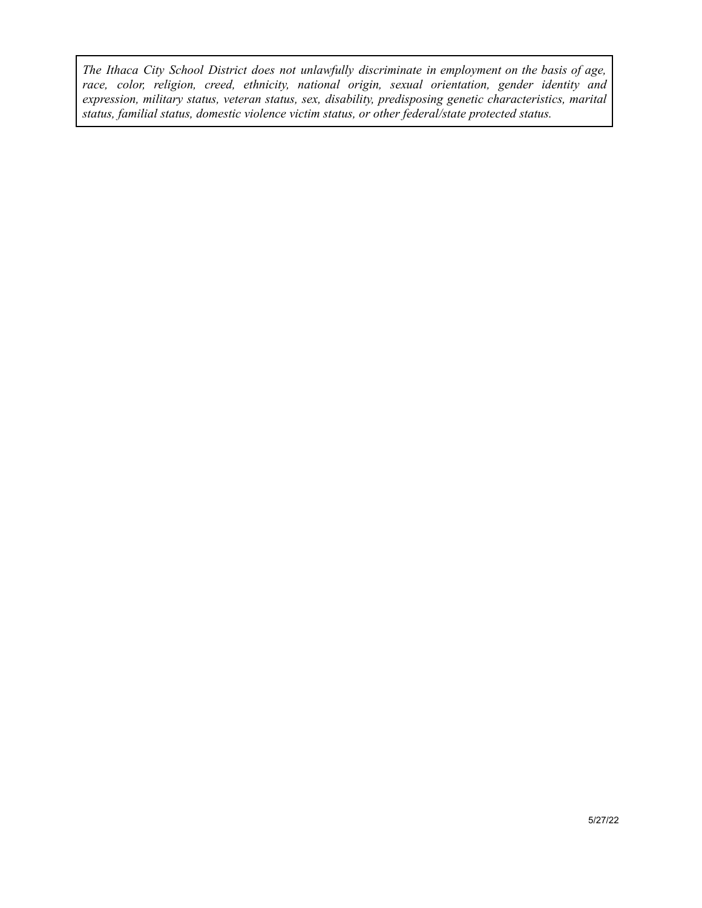*The Ithaca City School District does not unlawfully discriminate in employment on the basis of age, race, color, religion, creed, ethnicity, national origin, sexual orientation, gender identity and expression, military status, veteran status, sex, disability, predisposing genetic characteristics, marital status, familial status, domestic violence victim status, or other federal/state protected status.*

5/27/22